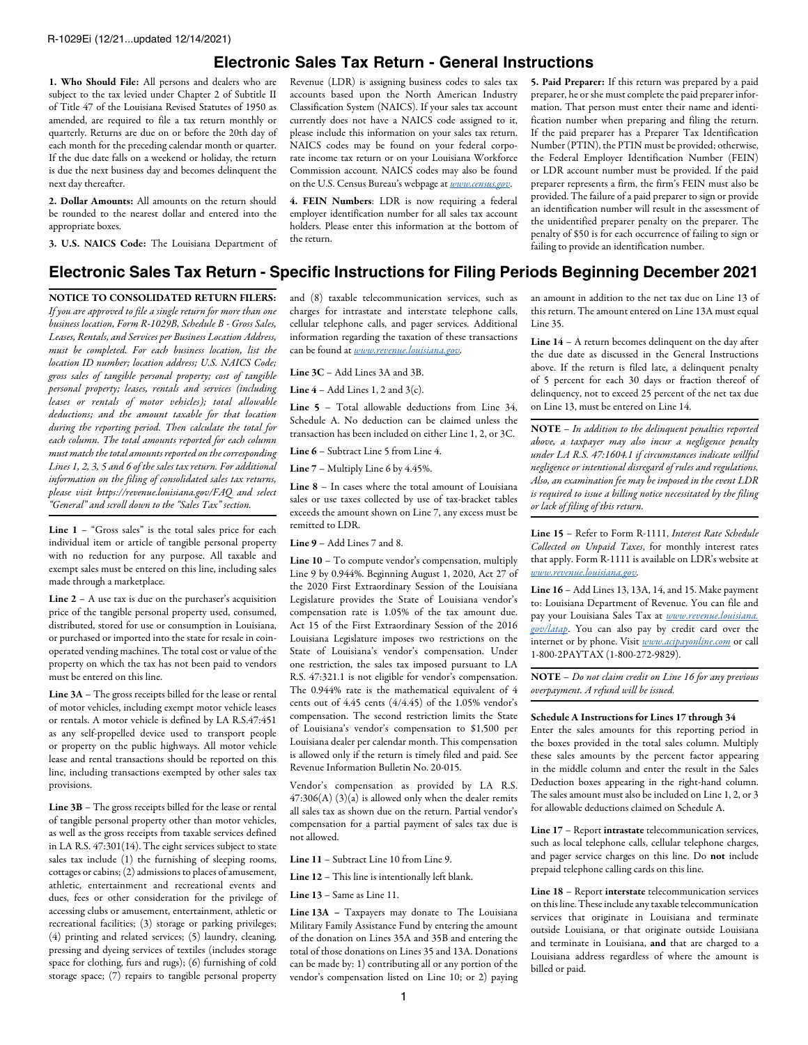R-1029Ei (12/21...updated 12/14/2021)

# Electronic Sales Tax Return - General Instructions

**1. Who Should File:** All persons and dealers who are subject to the tax levied under Chapter 2 of Subtitle II of Title 47 of the Louisiana Revised Statutes of 1950 as amended, are required to file a tax return monthly or quarterly. Returns are due on or before the 20th day of each month for the preceding calendar month or quarter. If the due date falls on a weekend or holiday, the return is due the next business day and becomes delinquent the next day thereafter.

**2. Dollar Amounts:** All amounts on the return should be rounded to the nearest dollar and entered into the appropriate boxes.

**3. U.S. NAICS Code:** The Louisiana Department of Revenue (LDR) is assigning business codes to sales tax accounts based upon the North American Industry Classification System (NAICS). If your sales tax account currently does not have a NAICS code assigned to it, please include this information on your sales tax return. NAICS codes may be found on your federal corporate income tax return or on your Louisiana Workforce Commission account. NAICS codes may also be found on the U.S. Census Bureau's webpage at *www.census.gov*.

**4. FEIN Numbers**: LDR is now requiring a federal employer identification number for all sales tax account holders. Please enter this information at the bottom of the return.

**5. Paid Preparer:** If this return was prepared by a paid preparer, he or she must complete the paid preparer information. That person must enter their name and identification number when preparing and filing the return. If the paid preparer has a Preparer Tax Identification Number (PTIN), the PTIN must be provided; otherwise, the Federal Employer Identification Number (FEIN) or LDR account number must be provided. If the paid preparer represents a firm, the firm's FEIN must also be provided. The failure of a paid preparer to sign or provide an identification number will result in the assessment of the unidentified preparer penalty on the preparer. The penalty of $50 is for each occurrence of failing to sign or failing to provide an identification number.

# Electronic Sales Tax Return - Specific Instructions for Filing Periods Beginning December 2021

**NOTICE TO CONSOLIDATED RETURN FILERS:** *If you are approved to file a single return for more than one business location, Form R-1029B, Schedule B - Gross Sales, Leases, Rentals, and Services per Business Location Address, must be completed. For each business location, list the location ID number; location address; U.S. NAICS Code; gross sales of tangible personal property; cost of tangible personal property; leases, rentals and services (including leases or rentals of motor vehicles); total allowable deductions; and the amount taxable for that location during the reporting period. Then calculate the total for each column. The total amounts reported for each column must match the total amounts reported on the corresponding Lines 1, 2, 3, 5 and 6 of the sales tax return. For additional information on the filing of consolidated sales tax returns, please visit https://revenue.louisiana.gov/FAQ and select "General" and scroll down to the "Sales Tax" section.*

**Line 1** – "Gross sales" is the total sales price for each individual item or article of tangible personal property with no reduction for any purpose. All taxable and exempt sales must be entered on this line, including sales made through a marketplace.

**Line 2** – A use tax is due on the purchaser's acquisition price of the tangible personal property used, consumed, distributed, stored for use or consumption in Louisiana, or purchased or imported into the state for resale in coin-operated vending machines. The total cost or value of the property on which the tax has not been paid to vendors must be entered on this line.

**Line 3A** – The gross receipts billed for the lease or rental of motor vehicles, including exempt motor vehicle leases or rentals. A motor vehicle is defined by LA R.S.47:451 as any self-propelled device used to transport people or property on the public highways. All motor vehicle lease and rental transactions should be reported on this line, including transactions exempted by other sales tax provisions.

**Line 3B** – The gross receipts billed for the lease or rental of tangible personal property other than motor vehicles, as well as the gross receipts from taxable services defined in LA R.S. 47:301(14). The eight services subject to state sales tax include (1) the furnishing of sleeping rooms, cottages or cabins; (2) admissions to places of amusement, athletic, entertainment and recreational events and dues, fees or other consideration for the privilege of accessing clubs or amusement, entertainment, athletic or recreational facilities; (3) storage or parking privileges; (4) printing and related services; (5) laundry, cleaning, pressing and dyeing services of textiles (includes storage space for clothing, furs and rugs); (6) furnishing of cold storage space; (7) repairs to tangible personal property and (8) taxable telecommunication services, such as charges for intrastate and interstate telephone calls, cellular telephone calls, and pager services. Additional information regarding the taxation of these transactions can be found at *www.revenue.louisiana.gov*.

**Line 3C** – Add Lines 3A and 3B.

**Line 4** – Add Lines 1, 2 and 3(c).

**Line 5** – Total allowable deductions from Line 34, Schedule A. No deduction can be claimed unless the transaction has been included on either Line 1, 2, or 3C.

**Line 6** – Subtract Line 5 from Line 4.

**Line 7** – Multiply Line 6 by 4.45%.

**Line 8** – In cases where the total amount of Louisiana sales or use taxes collected by use of tax-bracket tables exceeds the amount shown on Line 7, any excess must be remitted to LDR.

**Line 9** – Add Lines 7 and 8.

**Line 10** – To compute vendor's compensation, multiply Line 9 by 0.944%. Beginning August 1, 2020, Act 27 of the 2020 First Extraordinary Session of the Louisiana Legislature provides the State of Louisiana vendor's compensation rate is 1.05% of the tax amount due. Act 15 of the First Extraordinary Session of the 2016 Louisiana Legislature imposes two restrictions on the State of Louisiana's vendor's compensation. Under one restriction, the sales tax imposed pursuant to LA R.S. 47:321.1 is not eligible for vendor's compensation. The 0.944% rate is the mathematical equivalent of 4 cents out of 4.45 cents (4/4.45) of the 1.05% vendor's compensation. The second restriction limits the State of Louisiana's vendor's compensation to $1,500 per Louisiana dealer per calendar month. This compensation is allowed only if the return is timely filed and paid. See Revenue Information Bulletin No. 20-015.

Vendor's compensation as provided by LA R.S. 47:306(A) (3)(a) is allowed only when the dealer remits all sales tax as shown due on the return. Partial vendor's compensation for a partial payment of sales tax due is not allowed.

**Line 11** – Subtract Line 10 from Line 9.

**Line 12** – This line is intentionally left blank.

**Line 13** – Same as Line 11.

**Line 13A** – Taxpayers may donate to The Louisiana Military Family Assistance Fund by entering the amount of the donation on Lines 35A and 35B and entering the total of those donations on Lines 35 and 13A. Donations can be made by: 1) contributing all or any portion of the vendor's compensation listed on Line 10; or 2) paying an amount in addition to the net tax due on Line 13 of this return. The amount entered on Line 13A must equal Line 35.

**Line 14** – A return becomes delinquent on the day after the due date as discussed in the General Instructions above. If the return is filed late, a delinquent penalty of 5 percent for each 30 days or fraction thereof of delinquency, not to exceed 25 percent of the net tax due on Line 13, must be entered on Line 14.

**NOTE** – *In addition to the delinquent penalties reported above, a taxpayer may also incur a negligence penalty under LA R.S. 47:1604.1 if circumstances indicate willful negligence or intentional disregard of rules and regulations. Also, an examination fee may be imposed in the event LDR is required to issue a billing notice necessitated by the filing or lack of filing of this return.*

**Line 15** – Refer to Form R-1111, *Interest Rate Schedule Collected on Unpaid Taxes*, for monthly interest rates that apply. Form R-1111 is available on LDR's website at *www.revenue.louisiana.gov.*

**Line 16** – Add Lines 13, 13A, 14, and 15. Make payment to: Louisiana Department of Revenue. You can file and pay your Louisiana Sales Tax at *www.revenue.louisiana.gov/latap*. You can also pay by credit card over the internet or by phone. Visit *www.acipayonline.com* or call 1-800-2PAYTAX (1-800-272-9829).

**NOTE** – *Do not claim credit on Line 16 for any previous overpayment. A refund will be issued.*

**Schedule A Instructions for Lines 17 through 34**

Enter the sales amounts for this reporting period in the boxes provided in the total sales column. Multiply these sales amounts by the percent factor appearing in the middle column and enter the result in the Sales Deduction boxes appearing in the right-hand column. The sales amount must also be included on Line 1, 2, or 3 for allowable deductions claimed on Schedule A.

**Line 17** – Report **intrastate** telecommunication services, such as local telephone calls, cellular telephone charges, and pager service charges on this line. Do **not** include prepaid telephone calling cards on this line.

**Line 18** – Report **interstate** telecommunication services on this line. These include any taxable telecommunication services that originate in Louisiana and terminate outside Louisiana, or that originate outside Louisiana and terminate in Louisiana, **and** that are charged to a Louisiana address regardless of where the amount is billed or paid.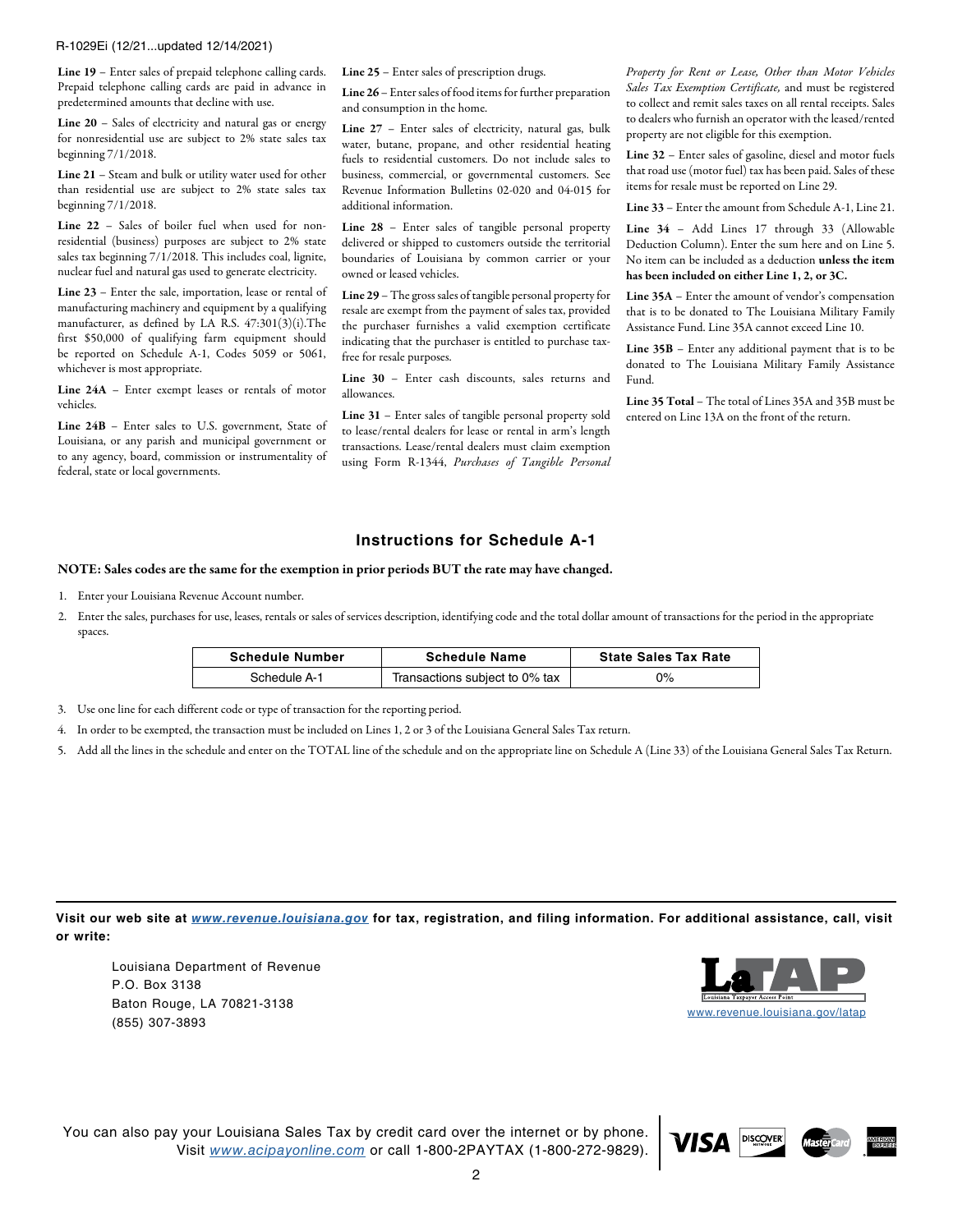**Line 19** – Enter sales of prepaid telephone calling cards. Prepaid telephone calling cards are paid in advance in predetermined amounts that decline with use.

**Line 20** – Sales of electricity and natural gas or energy for nonresidential use are subject to 2% state sales tax beginning 7/1/2018.

**Line 21** – Steam and bulk or utility water used for other than residential use are subject to 2% state sales tax beginning 7/1/2018.

**Line 22** – Sales of boiler fuel when used for non-residential (business) purposes are subject to 2% state sales tax beginning 7/1/2018. This includes coal, lignite, nuclear fuel and natural gas used to generate electricity.

**Line 23** – Enter the sale, importation, lease or rental of manufacturing machinery and equipment by a qualifying manufacturer, as defined by LA R.S. 47:301(3)(i).The first $50,000 of qualifying farm equipment should be reported on Schedule A-1, Codes 5059 or 5061, whichever is most appropriate.

**Line 24A** – Enter exempt leases or rentals of motor vehicles.

**Line 24B** – Enter sales to U.S. government, State of Louisiana, or any parish and municipal government or to any agency, board, commission or instrumentality of federal, state or local governments.

**Line 25** – Enter sales of prescription drugs.

**Line 26** – Enter sales of food items for further preparation and consumption in the home.

**Line 27** – Enter sales of electricity, natural gas, bulk water, butane, propane, and other residential heating fuels to residential customers. Do not include sales to business, commercial, or governmental customers. See Revenue Information Bulletins 02-020 and 04-015 for additional information.

**Line 28** – Enter sales of tangible personal property delivered or shipped to customers outside the territorial boundaries of Louisiana by common carrier or your owned or leased vehicles.

**Line 29** – The gross sales of tangible personal property for resale are exempt from the payment of sales tax, provided the purchaser furnishes a valid exemption certificate indicating that the purchaser is entitled to purchase tax-free for resale purposes.

**Line 30** – Enter cash discounts, sales returns and allowances.

**Line 31** – Enter sales of tangible personal property sold to lease/rental dealers for lease or rental in arm's length transactions. Lease/rental dealers must claim exemption using Form R-1344, *Purchases of Tangible Personal Property for Rent or Lease, Other than Motor Vehicles Sales Tax Exemption Certificate,* and must be registered to collect and remit sales taxes on all rental receipts. Sales to dealers who furnish an operator with the leased/rented property are not eligible for this exemption.

**Line 32** – Enter sales of gasoline, diesel and motor fuels that road use (motor fuel) tax has been paid. Sales of these items for resale must be reported on Line 29.

**Line 33** – Enter the amount from Schedule A-1, Line 21.

**Line 34** – Add Lines 17 through 33 (Allowable Deduction Column). Enter the sum here and on Line 5. No item can be included as a deduction **unless the item has been included on either Line 1, 2, or 3C.**

**Line 35A** – Enter the amount of vendor's compensation that is to be donated to The Louisiana Military Family Assistance Fund. Line 35A cannot exceed Line 10.

**Line 35B** – Enter any additional payment that is to be donated to The Louisiana Military Family Assistance Fund.

**Line 35 Total** – The total of Lines 35A and 35B must be entered on Line 13A on the front of the return.

## Instructions for Schedule A-1

**NOTE: Sales codes are the same for the exemption in prior periods BUT the rate may have changed.**

1. Enter your Louisiana Revenue Account number.
2. Enter the sales, purchases for use, leases, rentals or sales of services description, identifying code and the total dollar amount of transactions for the period in the appropriate spaces.

| Schedule Number | Schedule Name | State Sales Tax Rate |
|---|---|---|
| Schedule A-1 | Transactions subject to 0% tax | 0% |

3. Use one line for each different code or type of transaction for the reporting period.
4. In order to be exempted, the transaction must be included on Lines 1, 2 or 3 of the Louisiana General Sales Tax return.
5. Add all the lines in the schedule and enter on the TOTAL line of the schedule and on the appropriate line on Schedule A (Line 33) of the Louisiana General Sales Tax Return.

**Visit our web site at www.revenue.louisiana.gov for tax, registration, and filing information. For additional assistance, call, visit or write:**

Louisiana Department of Revenue
P.O. Box 3138
Baton Rouge, LA 70821-3138
(855) 307-3893

LaTAP Louisiana Taxpayer Access Point
www.revenue.louisiana.gov/latap

You can also pay your Louisiana Sales Tax by credit card over the internet or by phone. Visit www.acipayonline.com or call 1-800-2PAYTAX (1-800-272-9829).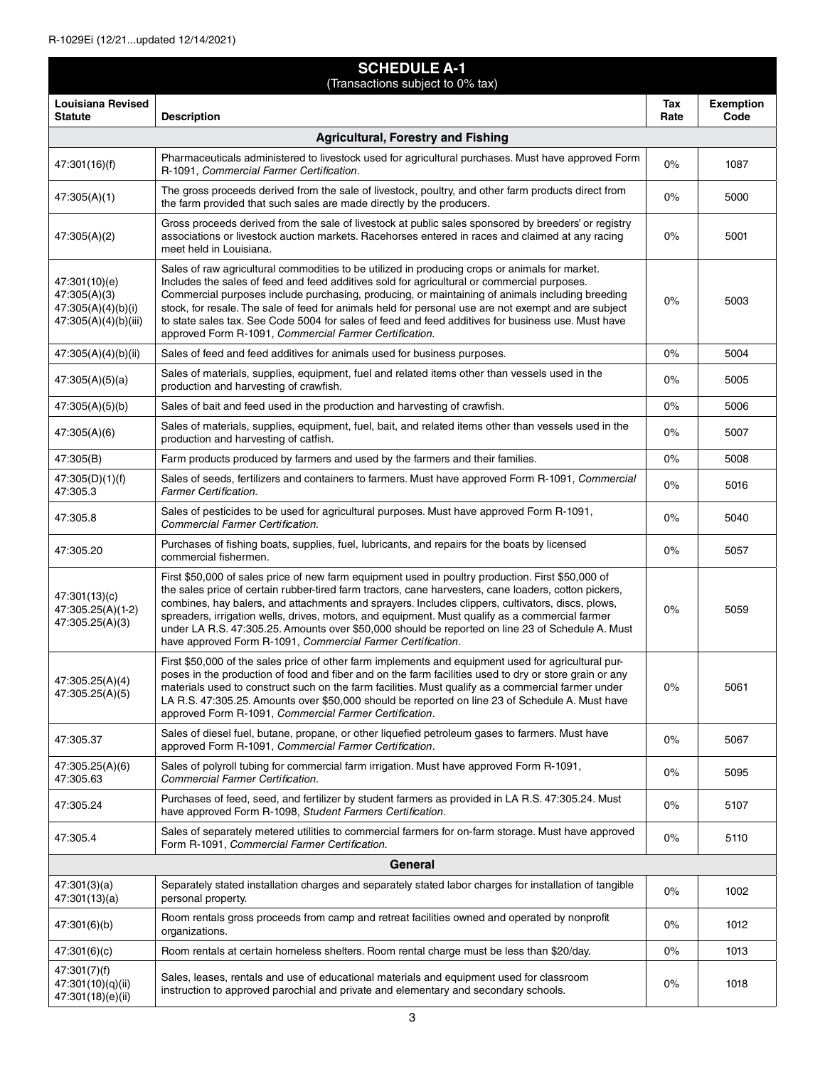R-1029Ei (12/21...updated 12/14/2021)

## SCHEDULE A-1

(Transactions subject to 0% tax)

| Louisiana Revised Statute | Description | Tax Rate | Exemption Code |
|---|---|---|---|
| **Agricultural, Forestry and Fishing** | | | |
| 47:301(16)(f) | Pharmaceuticals administered to livestock used for agricultural purchases. Must have approved Form R-1091, *Commercial Farmer Certification*. | 0% | 1087 |
| 47:305(A)(1) | The gross proceeds derived from the sale of livestock, poultry, and other farm products direct from the farm provided that such sales are made directly by the producers. | 0% | 5000 |
| 47:305(A)(2) | Gross proceeds derived from the sale of livestock at public sales sponsored by breeders' or registry associations or livestock auction markets. Racehorses entered in races and claimed at any racing meet held in Louisiana. | 0% | 5001 |
| 47:301(10)(e) 47:305(A)(3) 47:305(A)(4)(b)(i) 47:305(A)(4)(b)(iii) | Sales of raw agricultural commodities to be utilized in producing crops or animals for market. Includes the sales of feed and feed additives sold for agricultural or commercial purposes. Commercial purposes include purchasing, producing, or maintaining of animals including breeding stock, for resale. The sale of feed for animals held for personal use are not exempt and are subject to state sales tax. See Code 5004 for sales of feed and feed additives for business use. Must have approved Form R-1091, *Commercial Farmer Certification.* | 0% | 5003 |
| 47:305(A)(4)(b)(ii) | Sales of feed and feed additives for animals used for business purposes. | 0% | 5004 |
| 47:305(A)(5)(a) | Sales of materials, supplies, equipment, fuel and related items other than vessels used in the production and harvesting of crawfish. | 0% | 5005 |
| 47:305(A)(5)(b) | Sales of bait and feed used in the production and harvesting of crawfish. | 0% | 5006 |
| 47:305(A)(6) | Sales of materials, supplies, equipment, fuel, bait, and related items other than vessels used in the production and harvesting of catfish. | 0% | 5007 |
| 47:305(B) | Farm products produced by farmers and used by the farmers and their families. | 0% | 5008 |
| 47:305(D)(1)(f) 47:305.3 | Sales of seeds, fertilizers and containers to farmers. Must have approved Form R-1091, *Commercial Farmer Certification.* | 0% | 5016 |
| 47:305.8 | Sales of pesticides to be used for agricultural purposes. Must have approved Form R-1091, *Commercial Farmer Certification.* | 0% | 5040 |
| 47:305.20 | Purchases of fishing boats, supplies, fuel, lubricants, and repairs for the boats by licensed commercial fishermen. | 0% | 5057 |
| 47:301(13)(c) 47:305.25(A)(1-2) 47:305.25(A)(3) | First $50,000 of sales price of new farm equipment used in poultry production. First $50,000 of the sales price of certain rubber-tired farm tractors, cane harvesters, cane loaders, cotton pickers, combines, hay balers, and attachments and sprayers. Includes clippers, cultivators, discs, plows, spreaders, irrigation wells, drives, motors, and equipment. Must qualify as a commercial farmer under LA R.S. 47:305.25. Amounts over $50,000 should be reported on line 23 of Schedule A. Must have approved Form R-1091, *Commercial Farmer Certification*. | 0% | 5059 |
| 47:305.25(A)(4) 47:305.25(A)(5) | First $50,000 of the sales price of other farm implements and equipment used for agricultural purposes in the production of food and fiber and on the farm facilities used to dry or store grain or any materials used to construct such on the farm facilities. Must qualify as a commercial farmer under LA R.S. 47:305.25. Amounts over $50,000 should be reported on line 23 of Schedule A. Must have approved Form R-1091, *Commercial Farmer Certification*. | 0% | 5061 |
| 47:305.37 | Sales of diesel fuel, butane, propane, or other liquefied petroleum gases to farmers. Must have approved Form R-1091, *Commercial Farmer Certification*. | 0% | 5067 |
| 47:305.25(A)(6) 47:305.63 | Sales of polyroll tubing for commercial farm irrigation. Must have approved Form R-1091, *Commercial Farmer Certification.* | 0% | 5095 |
| 47:305.24 | Purchases of feed, seed, and fertilizer by student farmers as provided in LA R.S. 47:305.24. Must have approved Form R-1098, *Student Farmers Certification*. | 0% | 5107 |
| 47:305.4 | Sales of separately metered utilities to commercial farmers for on-farm storage. Must have approved Form R-1091, *Commercial Farmer Certification.* | 0% | 5110 |
| **General** | | | |
| 47:301(3)(a) 47:301(13)(a) | Separately stated installation charges and separately stated labor charges for installation of tangible personal property. | 0% | 1002 |
| 47:301(6)(b) | Room rentals gross proceeds from camp and retreat facilities owned and operated by nonprofit organizations. | 0% | 1012 |
| 47:301(6)(c) | Room rentals at certain homeless shelters. Room rental charge must be less than $20/day. | 0% | 1013 |
| 47:301(7)(f) 47:301(10)(q)(ii) 47:301(18)(e)(ii) | Sales, leases, rentals and use of educational materials and equipment used for classroom instruction to approved parochial and private and elementary and secondary schools. | 0% | 1018 |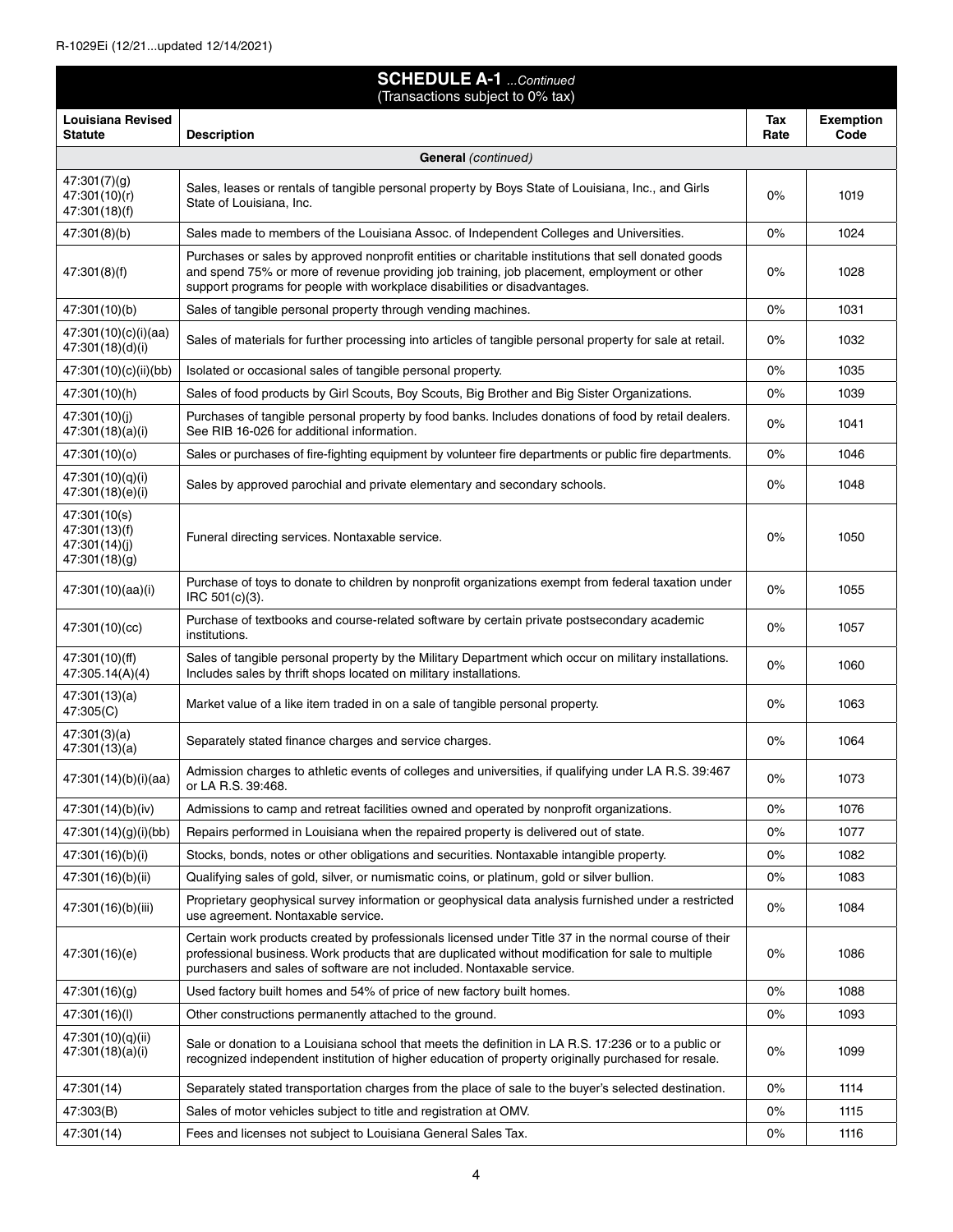R-1029Ei (12/21...updated 12/14/2021)

## SCHEDULE A-1 *...Continued*

(Transactions subject to 0% tax)

| Louisiana Revised Statute | Description | Tax Rate | Exemption Code |
|---|---|---|---|
| | **General** *(continued)* | | |
| 47:301(7)(g) 47:301(10)(r) 47:301(18)(f) | Sales, leases or rentals of tangible personal property by Boys State of Louisiana, Inc., and Girls State of Louisiana, Inc. | 0% | 1019 |
| 47:301(8)(b) | Sales made to members of the Louisiana Assoc. of Independent Colleges and Universities. | 0% | 1024 |
| 47:301(8)(f) | Purchases or sales by approved nonprofit entities or charitable institutions that sell donated goods and spend 75% or more of revenue providing job training, job placement, employment or other support programs for people with workplace disabilities or disadvantages. | 0% | 1028 |
| 47:301(10)(b) | Sales of tangible personal property through vending machines. | 0% | 1031 |
| 47:301(10)(c)(i)(aa) 47:301(18)(d)(i) | Sales of materials for further processing into articles of tangible personal property for sale at retail. | 0% | 1032 |
| 47:301(10)(c)(ii)(bb) | Isolated or occasional sales of tangible personal property. | 0% | 1035 |
| 47:301(10)(h) | Sales of food products by Girl Scouts, Boy Scouts, Big Brother and Big Sister Organizations. | 0% | 1039 |
| 47:301(10)(j) 47:301(18)(a)(i) | Purchases of tangible personal property by food banks. Includes donations of food by retail dealers. See RIB 16-026 for additional information. | 0% | 1041 |
| 47:301(10)(o) | Sales or purchases of fire-fighting equipment by volunteer fire departments or public fire departments. | 0% | 1046 |
| 47:301(10)(q)(i) 47:301(18)(e)(i) | Sales by approved parochial and private elementary and secondary schools. | 0% | 1048 |
| 47:301(10(s) 47:301(13)(f) 47:301(14)(j) 47:301(18)(g) | Funeral directing services. Nontaxable service. | 0% | 1050 |
| 47:301(10)(aa)(i) | Purchase of toys to donate to children by nonprofit organizations exempt from federal taxation under IRC 501(c)(3). | 0% | 1055 |
| 47:301(10)(cc) | Purchase of textbooks and course-related software by certain private postsecondary academic institutions. | 0% | 1057 |
| 47:301(10)(ff) 47:305.14(A)(4) | Sales of tangible personal property by the Military Department which occur on military installations. Includes sales by thrift shops located on military installations. | 0% | 1060 |
| 47:301(13)(a) 47:305(C) | Market value of a like item traded in on a sale of tangible personal property. | 0% | 1063 |
| 47:301(3)(a) 47:301(13)(a) | Separately stated finance charges and service charges. | 0% | 1064 |
| 47:301(14)(b)(i)(aa) | Admission charges to athletic events of colleges and universities, if qualifying under LA R.S. 39:467 or LA R.S. 39:468. | 0% | 1073 |
| 47:301(14)(b)(iv) | Admissions to camp and retreat facilities owned and operated by nonprofit organizations. | 0% | 1076 |
| 47:301(14)(g)(i)(bb) | Repairs performed in Louisiana when the repaired property is delivered out of state. | 0% | 1077 |
| 47:301(16)(b)(i) | Stocks, bonds, notes or other obligations and securities. Nontaxable intangible property. | 0% | 1082 |
| 47:301(16)(b)(ii) | Qualifying sales of gold, silver, or numismatic coins, or platinum, gold or silver bullion. | 0% | 1083 |
| 47:301(16)(b)(iii) | Proprietary geophysical survey information or geophysical data analysis furnished under a restricted use agreement. Nontaxable service. | 0% | 1084 |
| 47:301(16)(e) | Certain work products created by professionals licensed under Title 37 in the normal course of their professional business. Work products that are duplicated without modification for sale to multiple purchasers and sales of software are not included. Nontaxable service. | 0% | 1086 |
| 47:301(16)(g) | Used factory built homes and 54% of price of new factory built homes. | 0% | 1088 |
| 47:301(16)(l) | Other constructions permanently attached to the ground. | 0% | 1093 |
| 47:301(10)(q)(ii) 47:301(18)(a)(i) | Sale or donation to a Louisiana school that meets the definition in LA R.S. 17:236 or to a public or recognized independent institution of higher education of property originally purchased for resale. | 0% | 1099 |
| 47:301(14) | Separately stated transportation charges from the place of sale to the buyer's selected destination. | 0% | 1114 |
| 47:303(B) | Sales of motor vehicles subject to title and registration at OMV. | 0% | 1115 |
| 47:301(14) | Fees and licenses not subject to Louisiana General Sales Tax. | 0% | 1116 |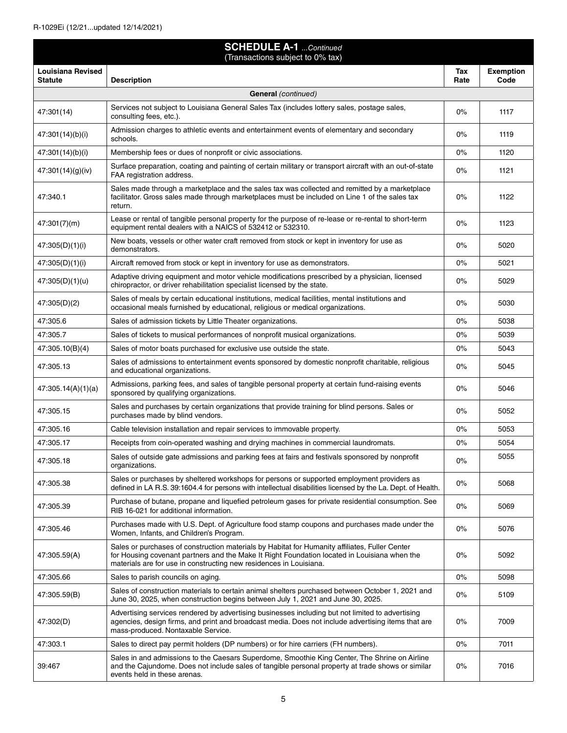## SCHEDULE A-1 *...Continued*

(Transactions subject to 0% tax)

| Louisiana Revised Statute | Description | Tax Rate | Exemption Code |
|---|---|---|---|
| **General** *(continued)* | | | |
| 47:301(14) | Services not subject to Louisiana General Sales Tax (includes lottery sales, postage sales, consulting fees, etc.). | 0% | 1117 |
| 47:301(14)(b)(i) | Admission charges to athletic events and entertainment events of elementary and secondary schools. | 0% | 1119 |
| 47:301(14)(b)(i) | Membership fees or dues of nonprofit or civic associations. | 0% | 1120 |
| 47:301(14)(g)(iv) | Surface preparation, coating and painting of certain military or transport aircraft with an out-of-state FAA registration address. | 0% | 1121 |
| 47:340.1 | Sales made through a marketplace and the sales tax was collected and remitted by a marketplace facilitator. Gross sales made through marketplaces must be included on Line 1 of the sales tax return. | 0% | 1122 |
| 47:301(7)(m) | Lease or rental of tangible personal property for the purpose of re-lease or re-rental to short-term equipment rental dealers with a NAICS of 532412 or 532310. | 0% | 1123 |
| 47:305(D)(1)(i) | New boats, vessels or other water craft removed from stock or kept in inventory for use as demonstrators. | 0% | 5020 |
| 47:305(D)(1)(i) | Aircraft removed from stock or kept in inventory for use as demonstrators. | 0% | 5021 |
| 47:305(D)(1)(u) | Adaptive driving equipment and motor vehicle modifications prescribed by a physician, licensed chiropractor, or driver rehabilitation specialist licensed by the state. | 0% | 5029 |
| 47:305(D)(2) | Sales of meals by certain educational institutions, medical facilities, mental institutions and occasional meals furnished by educational, religious or medical organizations. | 0% | 5030 |
| 47:305.6 | Sales of admission tickets by Little Theater organizations. | 0% | 5038 |
| 47:305.7 | Sales of tickets to musical performances of nonprofit musical organizations. | 0% | 5039 |
| 47:305.10(B)(4) | Sales of motor boats purchased for exclusive use outside the state. | 0% | 5043 |
| 47:305.13 | Sales of admissions to entertainment events sponsored by domestic nonprofit charitable, religious and educational organizations. | 0% | 5045 |
| 47:305.14(A)(1)(a) | Admissions, parking fees, and sales of tangible personal property at certain fund-raising events sponsored by qualifying organizations. | 0% | 5046 |
| 47:305.15 | Sales and purchases by certain organizations that provide training for blind persons. Sales or purchases made by blind vendors. | 0% | 5052 |
| 47:305.16 | Cable television installation and repair services to immovable property. | 0% | 5053 |
| 47:305.17 | Receipts from coin-operated washing and drying machines in commercial laundromats. | 0% | 5054 |
| 47:305.18 | Sales of outside gate admissions and parking fees at fairs and festivals sponsored by nonprofit organizations. | 0% | 5055 |
| 47:305.38 | Sales or purchases by sheltered workshops for persons or supported employment providers as defined in LA R.S. 39:1604.4 for persons with intellectual disabilities licensed by the La. Dept. of Health. | 0% | 5068 |
| 47:305.39 | Purchase of butane, propane and liquefied petroleum gases for private residential consumption. See RIB 16-021 for additional information. | 0% | 5069 |
| 47:305.46 | Purchases made with U.S. Dept. of Agriculture food stamp coupons and purchases made under the Women, Infants, and Children's Program. | 0% | 5076 |
| 47:305.59(A) | Sales or purchases of construction materials by Habitat for Humanity affiliates, Fuller Center for Housing covenant partners and the Make It Right Foundation located in Louisiana when the materials are for use in constructing new residences in Louisiana. | 0% | 5092 |
| 47:305.66 | Sales to parish councils on aging. | 0% | 5098 |
| 47:305.59(B) | Sales of construction materials to certain animal shelters purchased between October 1, 2021 and June 30, 2025, when construction begins between July 1, 2021 and June 30, 2025. | 0% | 5109 |
| 47:302(D) | Advertising services rendered by advertising businesses including but not limited to advertising agencies, design firms, and print and broadcast media. Does not include advertising items that are mass-produced. Nontaxable Service. | 0% | 7009 |
| 47:303.1 | Sales to direct pay permit holders (DP numbers) or for hire carriers (FH numbers). | 0% | 7011 |
| 39:467 | Sales in and admissions to the Caesars Superdome, Smoothie King Center, The Shrine on Airline and the Cajundome. Does not include sales of tangible personal property at trade shows or similar events held in these arenas. | 0% | 7016 |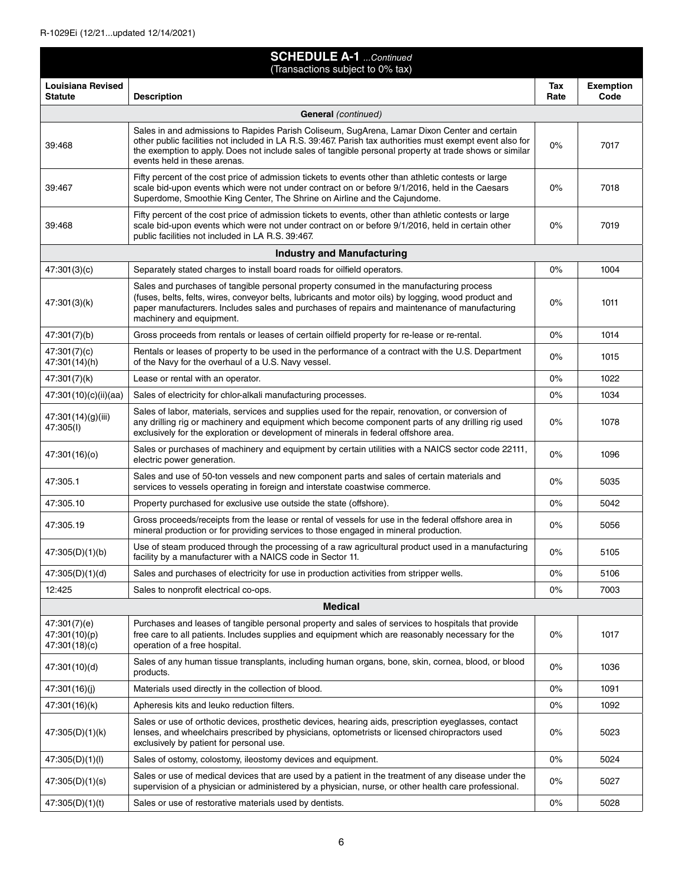R-1029Ei (12/21...updated 12/14/2021)

## SCHEDULE A-1 *...Continued*

(Transactions subject to 0% tax)

| Louisiana Revised Statute | Description | Tax Rate | Exemption Code |
|---|---|---|---|
| | **General** *(continued)* | | |
| 39:468 | Sales in and admissions to Rapides Parish Coliseum, SugArena, Lamar Dixon Center and certain other public facilities not included in LA R.S. 39:467. Parish tax authorities must exempt event also for the exemption to apply. Does not include sales of tangible personal property at trade shows or similar events held in these arenas. | 0% | 7017 |
| 39:467 | Fifty percent of the cost price of admission tickets to events other than athletic contests or large scale bid-upon events which were not under contract on or before 9/1/2016, held in the Caesars Superdome, Smoothie King Center, The Shrine on Airline and the Cajundome. | 0% | 7018 |
| 39:468 | Fifty percent of the cost price of admission tickets to events, other than athletic contests or large scale bid-upon events which were not under contract on or before 9/1/2016, held in certain other public facilities not included in LA R.S. 39:467. | 0% | 7019 |
| | **Industry and Manufacturing** | | |
| 47:301(3)(c) | Separately stated charges to install board roads for oilfield operators. | 0% | 1004 |
| 47:301(3)(k) | Sales and purchases of tangible personal property consumed in the manufacturing process (fuses, belts, felts, wires, conveyor belts, lubricants and motor oils) by logging, wood product and paper manufacturers. Includes sales and purchases of repairs and maintenance of manufacturing machinery and equipment. | 0% | 1011 |
| 47:301(7)(b) | Gross proceeds from rentals or leases of certain oilfield property for re-lease or re-rental. | 0% | 1014 |
| 47:301(7)(c) 47:301(14)(h) | Rentals or leases of property to be used in the performance of a contract with the U.S. Department of the Navy for the overhaul of a U.S. Navy vessel. | 0% | 1015 |
| 47:301(7)(k) | Lease or rental with an operator. | 0% | 1022 |
| 47:301(10)(c)(ii)(aa) | Sales of electricity for chlor-alkali manufacturing processes. | 0% | 1034 |
| 47:301(14)(g)(iii) 47:305(I) | Sales of labor, materials, services and supplies used for the repair, renovation, or conversion of any drilling rig or machinery and equipment which become component parts of any drilling rig used exclusively for the exploration or development of minerals in federal offshore area. | 0% | 1078 |
| 47:301(16)(o) | Sales or purchases of machinery and equipment by certain utilities with a NAICS sector code 22111, electric power generation. | 0% | 1096 |
| 47:305.1 | Sales and use of 50-ton vessels and new component parts and sales of certain materials and services to vessels operating in foreign and interstate coastwise commerce. | 0% | 5035 |
| 47:305.10 | Property purchased for exclusive use outside the state (offshore). | 0% | 5042 |
| 47:305.19 | Gross proceeds/receipts from the lease or rental of vessels for use in the federal offshore area in mineral production or for providing services to those engaged in mineral production. | 0% | 5056 |
| 47:305(D)(1)(b) | Use of steam produced through the processing of a raw agricultural product used in a manufacturing facility by a manufacturer with a NAICS code in Sector 11. | 0% | 5105 |
| 47:305(D)(1)(d) | Sales and purchases of electricity for use in production activities from stripper wells. | 0% | 5106 |
| 12:425 | Sales to nonprofit electrical co-ops. | 0% | 7003 |
| | **Medical** | | |
| 47:301(7)(e) 47:301(10)(p) 47:301(18)(c) | Purchases and leases of tangible personal property and sales of services to hospitals that provide free care to all patients. Includes supplies and equipment which are reasonably necessary for the operation of a free hospital. | 0% | 1017 |
| 47:301(10)(d) | Sales of any human tissue transplants, including human organs, bone, skin, cornea, blood, or blood products. | 0% | 1036 |
| 47:301(16)(j) | Materials used directly in the collection of blood. | 0% | 1091 |
| 47:301(16)(k) | Apheresis kits and leuko reduction filters. | 0% | 1092 |
| 47:305(D)(1)(k) | Sales or use of orthotic devices, prosthetic devices, hearing aids, prescription eyeglasses, contact lenses, and wheelchairs prescribed by physicians, optometrists or licensed chiropractors used exclusively by patient for personal use. | 0% | 5023 |
| 47:305(D)(1)(l) | Sales of ostomy, colostomy, ileostomy devices and equipment. | 0% | 5024 |
| 47:305(D)(1)(s) | Sales or use of medical devices that are used by a patient in the treatment of any disease under the supervision of a physician or administered by a physician, nurse, or other health care professional. | 0% | 5027 |
| 47:305(D)(1)(t) | Sales or use of restorative materials used by dentists. | 0% | 5028 |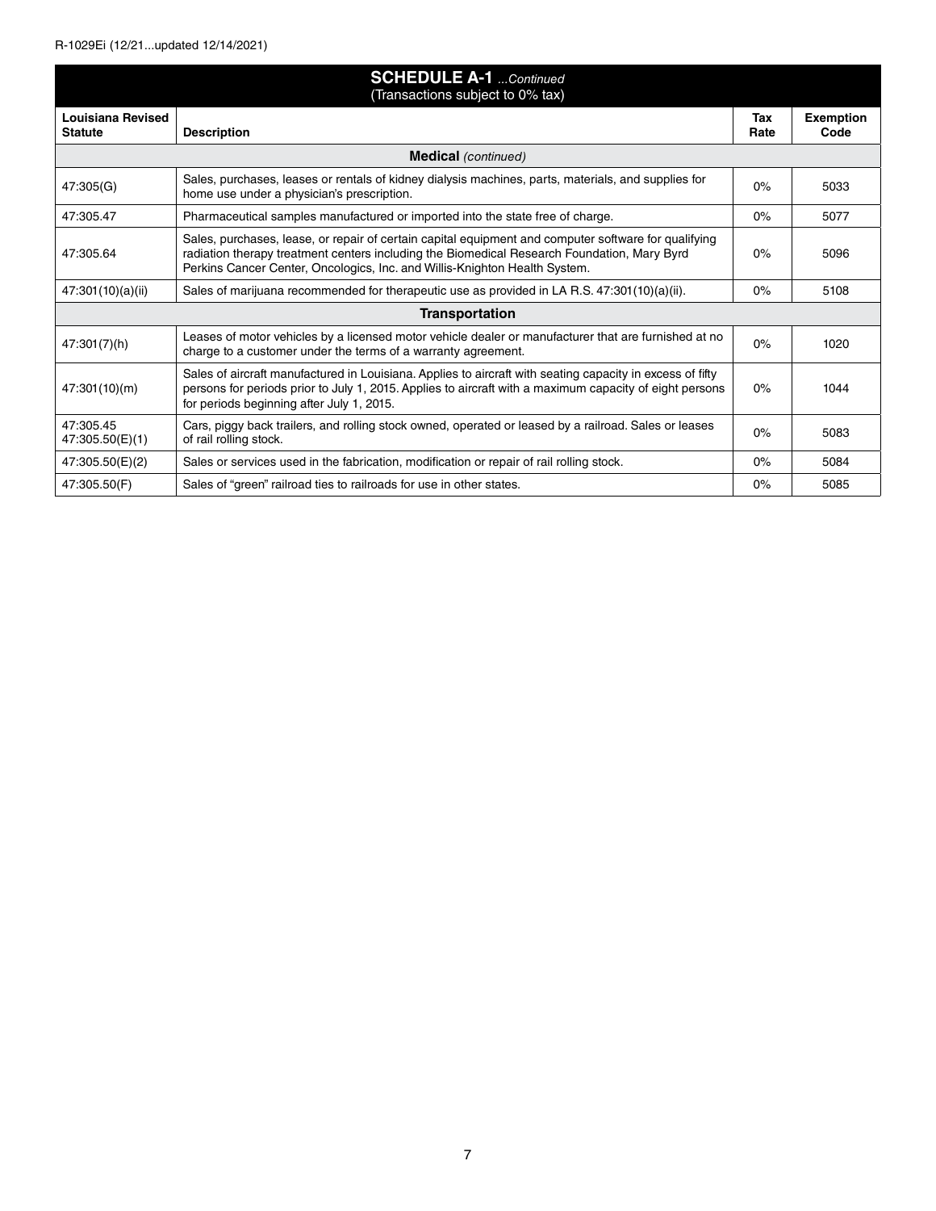## SCHEDULE A-1 *...Continued*

(Transactions subject to 0% tax)

| Louisiana Revised Statute | Description | Tax Rate | Exemption Code |
|---|---|---|---|
| | **Medical** *(continued)* | | |
| 47:305(G) | Sales, purchases, leases or rentals of kidney dialysis machines, parts, materials, and supplies for home use under a physician's prescription. | 0% | 5033 |
| 47:305.47 | Pharmaceutical samples manufactured or imported into the state free of charge. | 0% | 5077 |
| 47:305.64 | Sales, purchases, lease, or repair of certain capital equipment and computer software for qualifying radiation therapy treatment centers including the Biomedical Research Foundation, Mary Byrd Perkins Cancer Center, Oncologics, Inc. and Willis-Knighton Health System. | 0% | 5096 |
| 47:301(10)(a)(ii) | Sales of marijuana recommended for therapeutic use as provided in LA R.S. 47:301(10)(a)(ii). | 0% | 5108 |
| | **Transportation** | | |
| 47:301(7)(h) | Leases of motor vehicles by a licensed motor vehicle dealer or manufacturer that are furnished at no charge to a customer under the terms of a warranty agreement. | 0% | 1020 |
| 47:301(10)(m) | Sales of aircraft manufactured in Louisiana. Applies to aircraft with seating capacity in excess of fifty persons for periods prior to July 1, 2015. Applies to aircraft with a maximum capacity of eight persons for periods beginning after July 1, 2015. | 0% | 1044 |
| 47:305.45 47:305.50(E)(1) | Cars, piggy back trailers, and rolling stock owned, operated or leased by a railroad. Sales or leases of rail rolling stock. | 0% | 5083 |
| 47:305.50(E)(2) | Sales or services used in the fabrication, modification or repair of rail rolling stock. | 0% | 5084 |
| 47:305.50(F) | Sales of "green" railroad ties to railroads for use in other states. | 0% | 5085 |